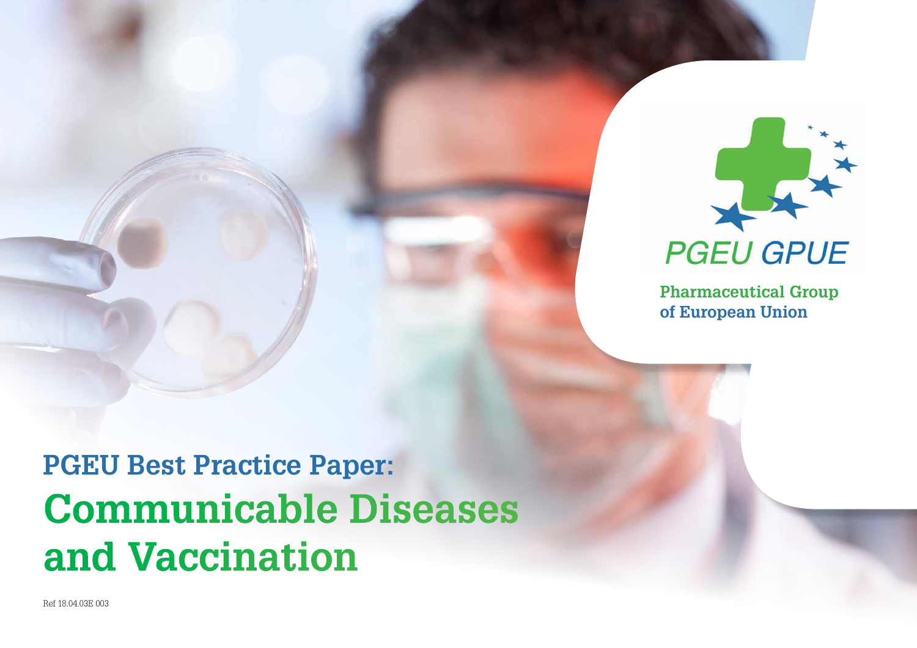PGEU GPUE

Pharmaceutical Group of European Union

# PGEU Best Practice Paper: Communicable Diseases and Vaccination

Ref 18.04.03E 003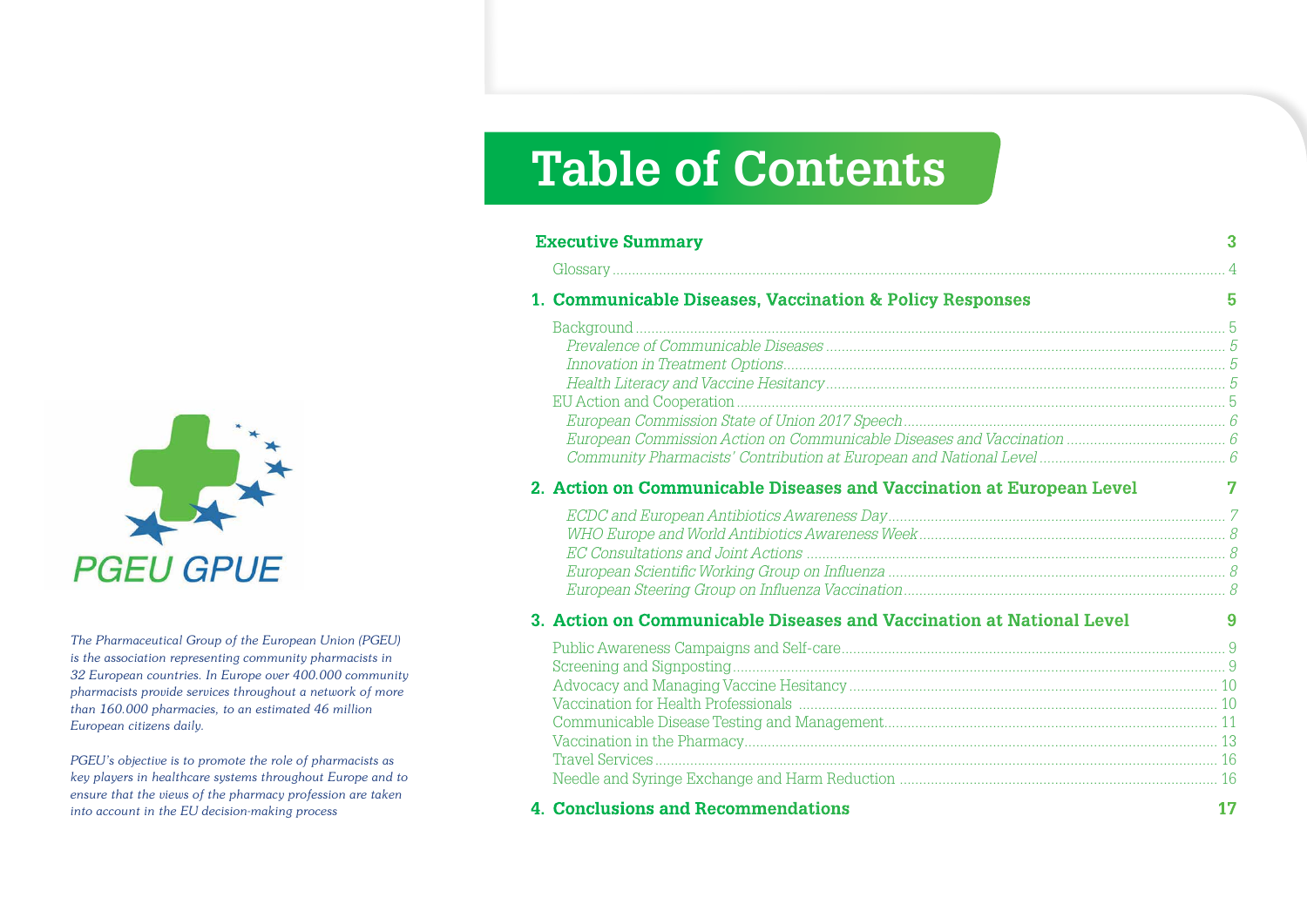The Pharmaceutical Group of the European Union (PGEU) is the association representing community pharmacists in 32 European countries. In Europe over 400.000 community pharmacists provide services throughout a network of more than 160.000 pharmacies, to an estimated 46 million European citizens daily.

PGEU's objective is to promote the role of pharmacists as key players in healthcare systems throughout Europe and to ensure that the views of the pharmacy profession are taken into account in the EU decision-making process

# Table of Contents

**Executive Summary** ..... **3**

Glossary ..... 4

**1. Communicable Diseases, Vaccination & Policy Responses** ..... **5**

- Background ..... 5
  - *Prevalence of Communicable Diseases* ..... *5*
  - *Innovation in Treatment Options* ..... *5*
  - *Health Literacy and Vaccine Hesitancy* ..... *5*
- EU Action and Cooperation ..... 5
  - *European Commission State of Union 2017 Speech* ..... *6*
  - *European Commission Action on Communicable Diseases and Vaccination* ..... *6*
  - *Community Pharmacists' Contribution at European and National Level* ..... *6*

**2. Action on Communicable Diseases and Vaccination at European Level** ..... **7**

- *ECDC and European Antibiotics Awareness Day* ..... *7*
- *WHO Europe and World Antibiotics Awareness Week* ..... *8*
- *EC Consultations and Joint Actions* ..... *8*
- *European Scientific Working Group on Influenza* ..... *8*
- *European Steering Group on Influenza Vaccination* ..... *8*

**3. Action on Communicable Diseases and Vaccination at National Level** ..... **9**

- Public Awareness Campaigns and Self-care ..... 9
- Screening and Signposting ..... 9
- Advocacy and Managing Vaccine Hesitancy ..... 10
- Vaccination for Health Professionals ..... 10
- Communicable Disease Testing and Management ..... 11
- Vaccination in the Pharmacy ..... 13
- Travel Services ..... 16
- Needle and Syringe Exchange and Harm Reduction ..... 16

**4. Conclusions and Recommendations** ..... **17**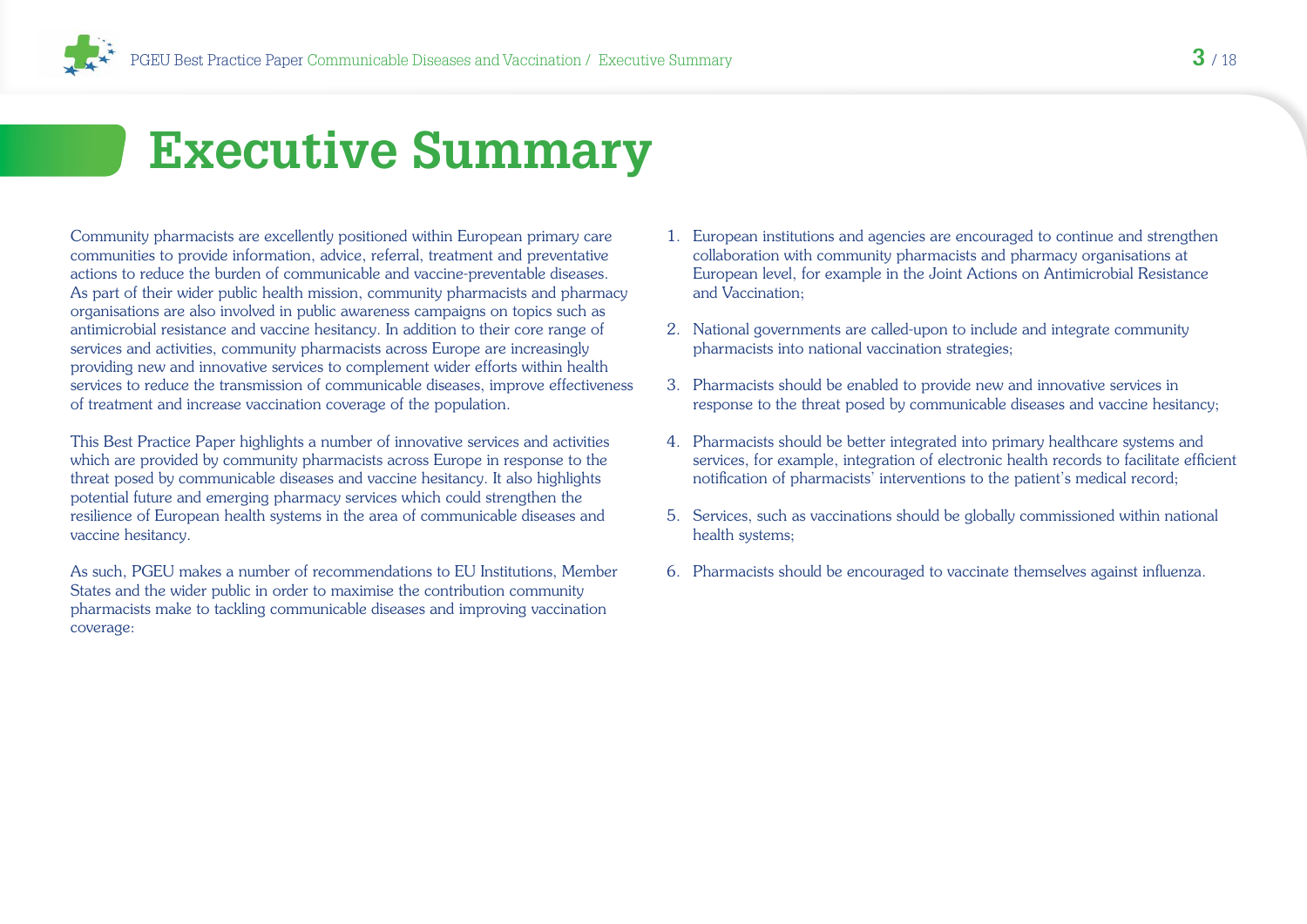# Executive Summary

Community pharmacists are excellently positioned within European primary care communities to provide information, advice, referral, treatment and preventative actions to reduce the burden of communicable and vaccine-preventable diseases. As part of their wider public health mission, community pharmacists and pharmacy organisations are also involved in public awareness campaigns on topics such as antimicrobial resistance and vaccine hesitancy. In addition to their core range of services and activities, community pharmacists across Europe are increasingly providing new and innovative services to complement wider efforts within health services to reduce the transmission of communicable diseases, improve effectiveness of treatment and increase vaccination coverage of the population.

This Best Practice Paper highlights a number of innovative services and activities which are provided by community pharmacists across Europe in response to the threat posed by communicable diseases and vaccine hesitancy. It also highlights potential future and emerging pharmacy services which could strengthen the resilience of European health systems in the area of communicable diseases and vaccine hesitancy.

As such, PGEU makes a number of recommendations to EU Institutions, Member States and the wider public in order to maximise the contribution community pharmacists make to tackling communicable diseases and improving vaccination coverage:

1. European institutions and agencies are encouraged to continue and strengthen collaboration with community pharmacists and pharmacy organisations at European level, for example in the Joint Actions on Antimicrobial Resistance and Vaccination;

2. National governments are called-upon to include and integrate community pharmacists into national vaccination strategies;

3. Pharmacists should be enabled to provide new and innovative services in response to the threat posed by communicable diseases and vaccine hesitancy;

4. Pharmacists should be better integrated into primary healthcare systems and services, for example, integration of electronic health records to facilitate efficient notification of pharmacists' interventions to the patient's medical record;

5. Services, such as vaccinations should be globally commissioned within national health systems;

6. Pharmacists should be encouraged to vaccinate themselves against influenza.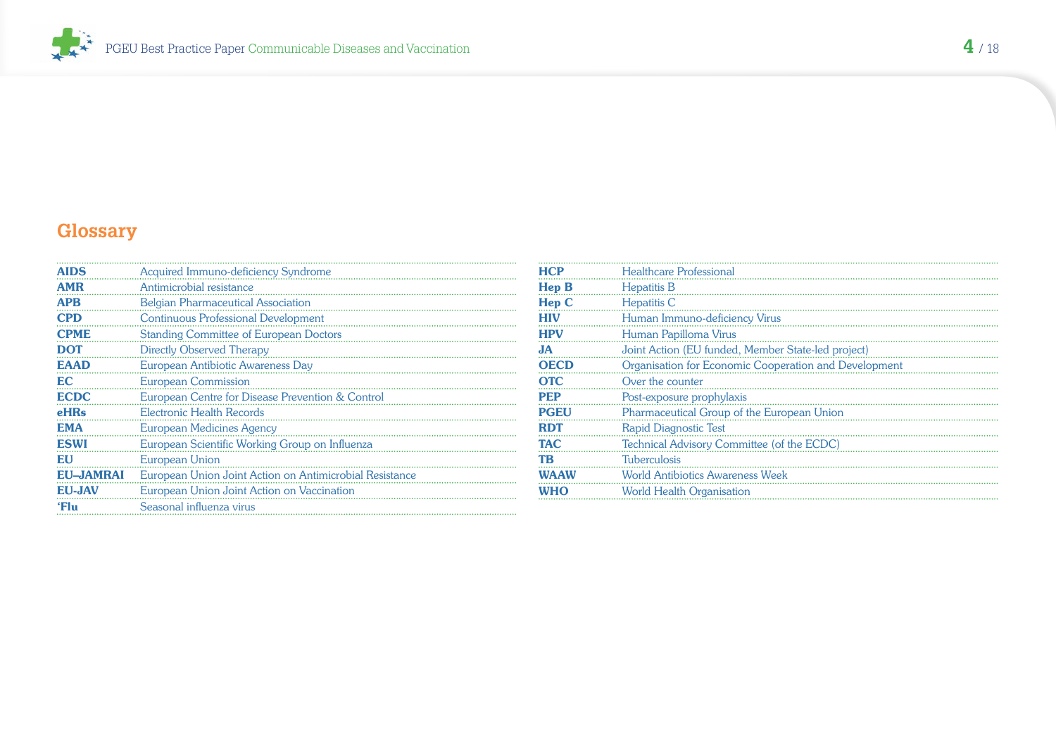## Glossary

| | |
|---|---|
| **AIDS** | Acquired Immuno-deficiency Syndrome |
| **AMR** | Antimicrobial resistance |
| **APB** | Belgian Pharmaceutical Association |
| **CPD** | Continuous Professional Development |
| **CPME** | Standing Committee of European Doctors |
| **DOT** | Directly Observed Therapy |
| **EAAD** | European Antibiotic Awareness Day |
| **EC** | European Commission |
| **ECDC** | European Centre for Disease Prevention & Control |
| **eHRs** | Electronic Health Records |
| **EMA** | European Medicines Agency |
| **ESWI** | European Scientific Working Group on Influenza |
| **EU** | European Union |
| **EU–JAMRAI** | European Union Joint Action on Antimicrobial Resistance |
| **EU-JAV** | European Union Joint Action on Vaccination |
| **'Flu** | Seasonal influenza virus |
| **HCP** | Healthcare Professional |
| **Hep B** | Hepatitis B |
| **Hep C** | Hepatitis C |
| **HIV** | Human Immuno-deficiency Virus |
| **HPV** | Human Papilloma Virus |
| **JA** | Joint Action (EU funded, Member State-led project) |
| **OECD** | Organisation for Economic Cooperation and Development |
| **OTC** | Over the counter |
| **PEP** | Post-exposure prophylaxis |
| **PGEU** | Pharmaceutical Group of the European Union |
| **RDT** | Rapid Diagnostic Test |
| **TAC** | Technical Advisory Committee (of the ECDC) |
| **TB** | Tuberculosis |
| **WAAW** | World Antibiotics Awareness Week |
| **WHO** | World Health Organisation |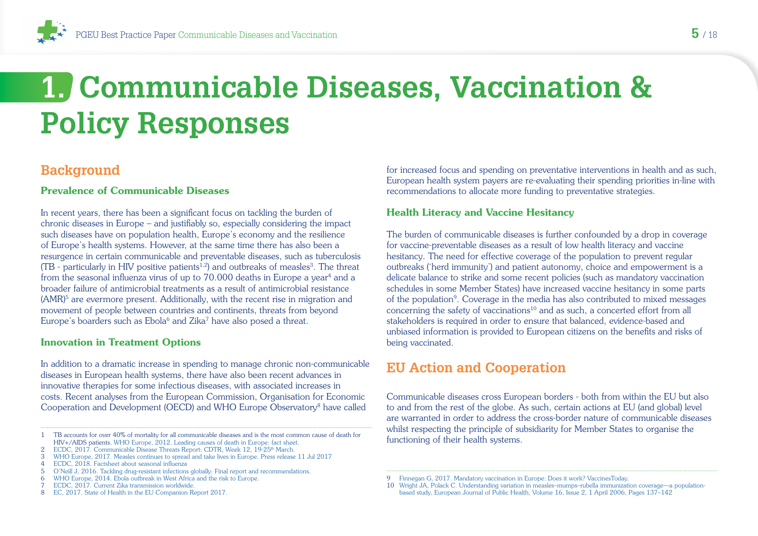# 1. Communicable Diseases, Vaccination & Policy Responses

## Background

### Prevalence of Communicable Diseases

In recent years, there has been a significant focus on tackling the burden of chronic diseases in Europe – and justifiably so, especially considering the impact such diseases have on population health, Europe's economy and the resilience of Europe's health systems. However, at the same time there has also been a resurgence in certain communicable and preventable diseases, such as tuberculosis (TB - particularly in HIV positive patients[1,2]) and outbreaks of measles[3]. The threat from the seasonal influenza virus of up to 70.000 deaths in Europe a year[4] and a broader failure of antimicrobial treatments as a result of antimicrobial resistance (AMR)[5] are evermore present. Additionally, with the recent rise in migration and movement of people between countries and continents, threats from beyond Europe's boarders such as Ebola[6] and Zika[7] have also posed a threat.

### Innovation in Treatment Options

In addition to a dramatic increase in spending to manage chronic non-communicable diseases in European health systems, there have also been recent advances in innovative therapies for some infectious diseases, with associated increases in costs. Recent analyses from the European Commission, Organisation for Economic Cooperation and Development (OECD) and WHO Europe Observatory[8] have called for increased focus and spending on preventative interventions in health and as such, European health system payers are re-evaluating their spending priorities in-line with recommendations to allocate more funding to preventative strategies.

### Health Literacy and Vaccine Hesitancy

The burden of communicable diseases is further confounded by a drop in coverage for vaccine-preventable diseases as a result of low health literacy and vaccine hesitancy. The need for effective coverage of the population to prevent regular outbreaks ('herd immunity') and patient autonomy, choice and empowerment is a delicate balance to strike and some recent policies (such as mandatory vaccination schedules in some Member States) have increased vaccine hesitancy in some parts of the population[9]. Coverage in the media has also contributed to mixed messages concerning the safety of vaccinations[10] and as such, a concerted effort from all stakeholders is required in order to ensure that balanced, evidence-based and unbiased information is provided to European citizens on the benefits and risks of being vaccinated.

## EU Action and Cooperation

Communicable diseases cross European borders - both from within the EU but also to and from the rest of the globe. As such, certain actions at EU (and global) level are warranted in order to address the cross-border nature of communicable diseases whilst respecting the principle of subsidiarity for Member States to organise the functioning of their health systems.

---

1 TB accounts for over 40% of mortality for all communicable diseases and is the most common cause of death for HIV+/AIDS patients. WHO Europe, 2012. Leading causes of death in Europe: fact sheet.
2 ECDC, 2017. Communicable Disease Threats Report: CDTR, Week 12, 19-25th March.
3 WHO Europe, 2017. Measles continues to spread and take lives in Europe. Press release 11 Jul 2017
4 ECDC, 2018. Factsheet about seasonal influenza
5 O'Neill J, 2016. Tackling drug-resistant infections globally: Final report and recommendations.
6 WHO Europe, 2014. Ebola outbreak in West Africa and the risk to Europe.
7 ECDC, 2017. Current Zika transmission worldwide.
8 EC, 2017. State of Health in the EU Companion Report 2017.
9 Finnegan G, 2017. Mandatory vaccination in Europe: Does it work? VaccinesToday.
10 Wright JA, Polack C. Understanding variation in measles–mumps–rubella immunization coverage—a population-based study, European Journal of Public Health, Volume 16, Issue 2, 1 April 2006, Pages 137–142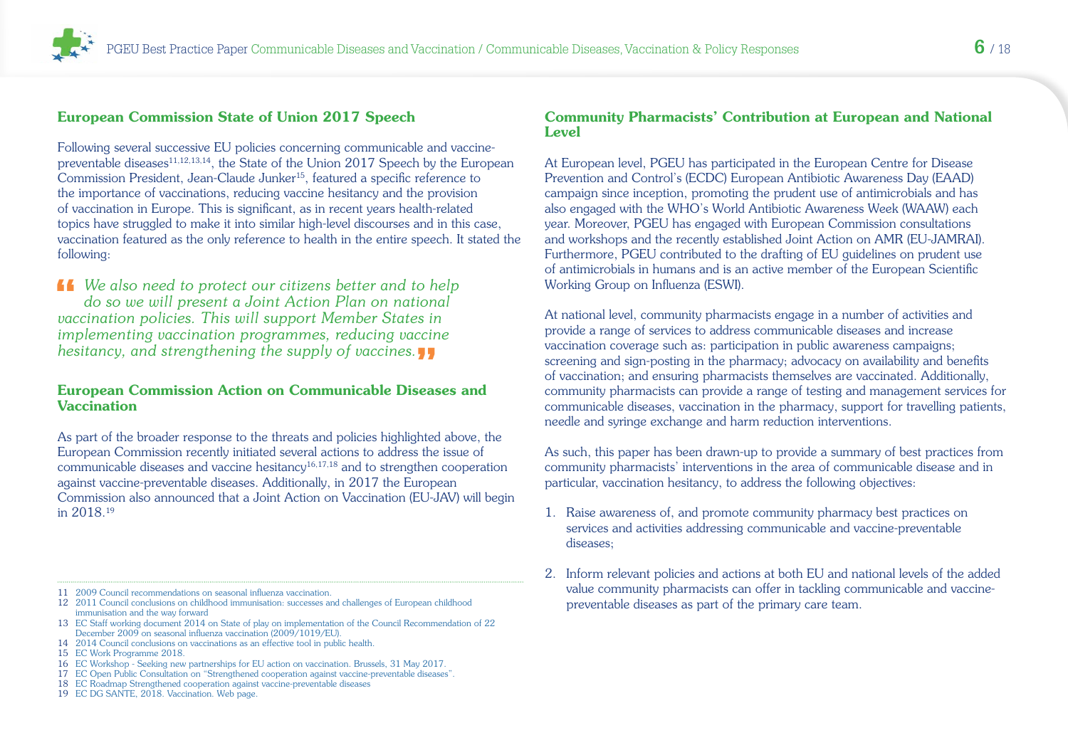## European Commission State of Union 2017 Speech

Following several successive EU policies concerning communicable and vaccine-preventable diseases[11,12,13,14], the State of the Union 2017 Speech by the European Commission President, Jean-Claude Junker[15], featured a specific reference to the importance of vaccinations, reducing vaccine hesitancy and the provision of vaccination in Europe. This is significant, as in recent years health-related topics have struggled to make it into similar high-level discourses and in this case, vaccination featured as the only reference to health in the entire speech. It stated the following:

> *"We also need to protect our citizens better and to help do so we will present a Joint Action Plan on national vaccination policies. This will support Member States in implementing vaccination programmes, reducing vaccine hesitancy, and strengthening the supply of vaccines."*

## European Commission Action on Communicable Diseases and Vaccination

As part of the broader response to the threats and policies highlighted above, the European Commission recently initiated several actions to address the issue of communicable diseases and vaccine hesitancy[16,17,18] and to strengthen cooperation against vaccine-preventable diseases. Additionally, in 2017 the European Commission also announced that a Joint Action on Vaccination (EU-JAV) will begin in 2018.[19]

## Community Pharmacists' Contribution at European and National Level

At European level, PGEU has participated in the European Centre for Disease Prevention and Control's (ECDC) European Antibiotic Awareness Day (EAAD) campaign since inception, promoting the prudent use of antimicrobials and has also engaged with the WHO's World Antibiotic Awareness Week (WAAW) each year. Moreover, PGEU has engaged with European Commission consultations and workshops and the recently established Joint Action on AMR (EU-JAMRAI). Furthermore, PGEU contributed to the drafting of EU guidelines on prudent use of antimicrobials in humans and is an active member of the European Scientific Working Group on Influenza (ESWI).

At national level, community pharmacists engage in a number of activities and provide a range of services to address communicable diseases and increase vaccination coverage such as: participation in public awareness campaigns; screening and sign-posting in the pharmacy; advocacy on availability and benefits of vaccination; and ensuring pharmacists themselves are vaccinated. Additionally, community pharmacists can provide a range of testing and management services for communicable diseases, vaccination in the pharmacy, support for travelling patients, needle and syringe exchange and harm reduction interventions.

As such, this paper has been drawn-up to provide a summary of best practices from community pharmacists' interventions in the area of communicable disease and in particular, vaccination hesitancy, to address the following objectives:

1. Raise awareness of, and promote community pharmacy best practices on services and activities addressing communicable and vaccine-preventable diseases;
2. Inform relevant policies and actions at both EU and national levels of the added value community pharmacists can offer in tackling communicable and vaccine-preventable diseases as part of the primary care team.

---

11 2009 Council recommendations on seasonal influenza vaccination.
12 2011 Council conclusions on childhood immunisation: successes and challenges of European childhood immunisation and the way forward
13 EC Staff working document 2014 on State of play on implementation of the Council Recommendation of 22 December 2009 on seasonal influenza vaccination (2009/1019/EU).
14 2014 Council conclusions on vaccinations as an effective tool in public health.
15 EC Work Programme 2018.
16 EC Workshop - Seeking new partnerships for EU action on vaccination. Brussels, 31 May 2017.
17 EC Open Public Consultation on "Strengthened cooperation against vaccine-preventable diseases".
18 EC Roadmap Strengthened cooperation against vaccine-preventable diseases
19 EC DG SANTE, 2018. Vaccination. Web page.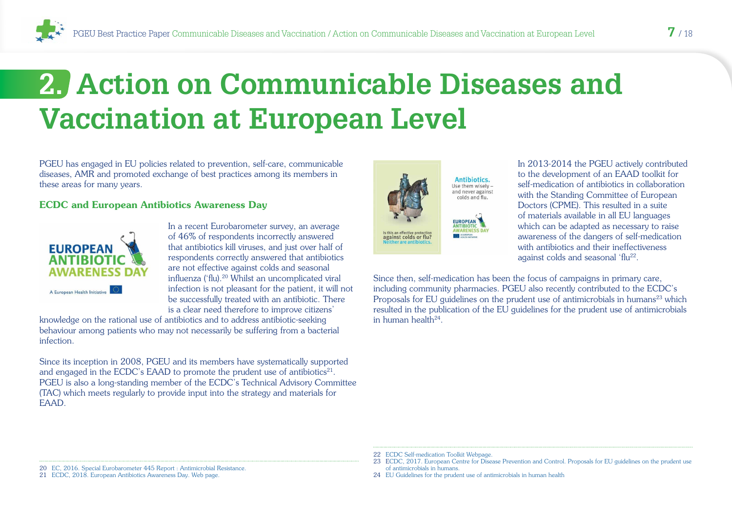# 2. Action on Communicable Diseases and Vaccination at European Level

PGEU has engaged in EU policies related to prevention, self-care, communicable diseases, AMR and promoted exchange of best practices among its members in these areas for many years.

### ECDC and European Antibiotics Awareness Day

In a recent Eurobarometer survey, an average of 46% of respondents incorrectly answered that antibiotics kill viruses, and just over half of respondents correctly answered that antibiotics are not effective against colds and seasonal influenza ('flu).[20] Whilst an uncomplicated viral infection is not pleasant for the patient, it will not be successfully treated with an antibiotic. There is a clear need therefore to improve citizens' knowledge on the rational use of antibiotics and to address antibiotic-seeking behaviour among patients who may not necessarily be suffering from a bacterial infection.

Since its inception in 2008, PGEU and its members have systematically supported and engaged in the ECDC's EAAD to promote the prudent use of antibiotics[21]. PGEU is also a long-standing member of the ECDC's Technical Advisory Committee (TAC) which meets regularly to provide input into the strategy and materials for EAAD.

In 2013-2014 the PGEU actively contributed to the development of an EAAD toolkit for self-medication of antibiotics in collaboration with the Standing Committee of European Doctors (CPME). This resulted in a suite of materials available in all EU languages which can be adapted as necessary to raise awareness of the dangers of self-medication with antibiotics and their ineffectiveness against colds and seasonal 'flu[22].

Since then, self-medication has been the focus of campaigns in primary care, including community pharmacies. PGEU also recently contributed to the ECDC's Proposals for EU guidelines on the prudent use of antimicrobials in humans[23] which resulted in the publication of the EU guidelines for the prudent use of antimicrobials in human health[24].

---

20 EC, 2016. Special Eurobarometer 445 Report : Antimicrobial Resistance.
21 ECDC, 2018. European Antibiotics Awareness Day. Web page.
22 ECDC Self-medication Toolkit Webpage.
23 ECDC, 2017. European Centre for Disease Prevention and Control. Proposals for EU guidelines on the prudent use of antimicrobials in humans.
24 EU Guidelines for the prudent use of antimicrobials in human health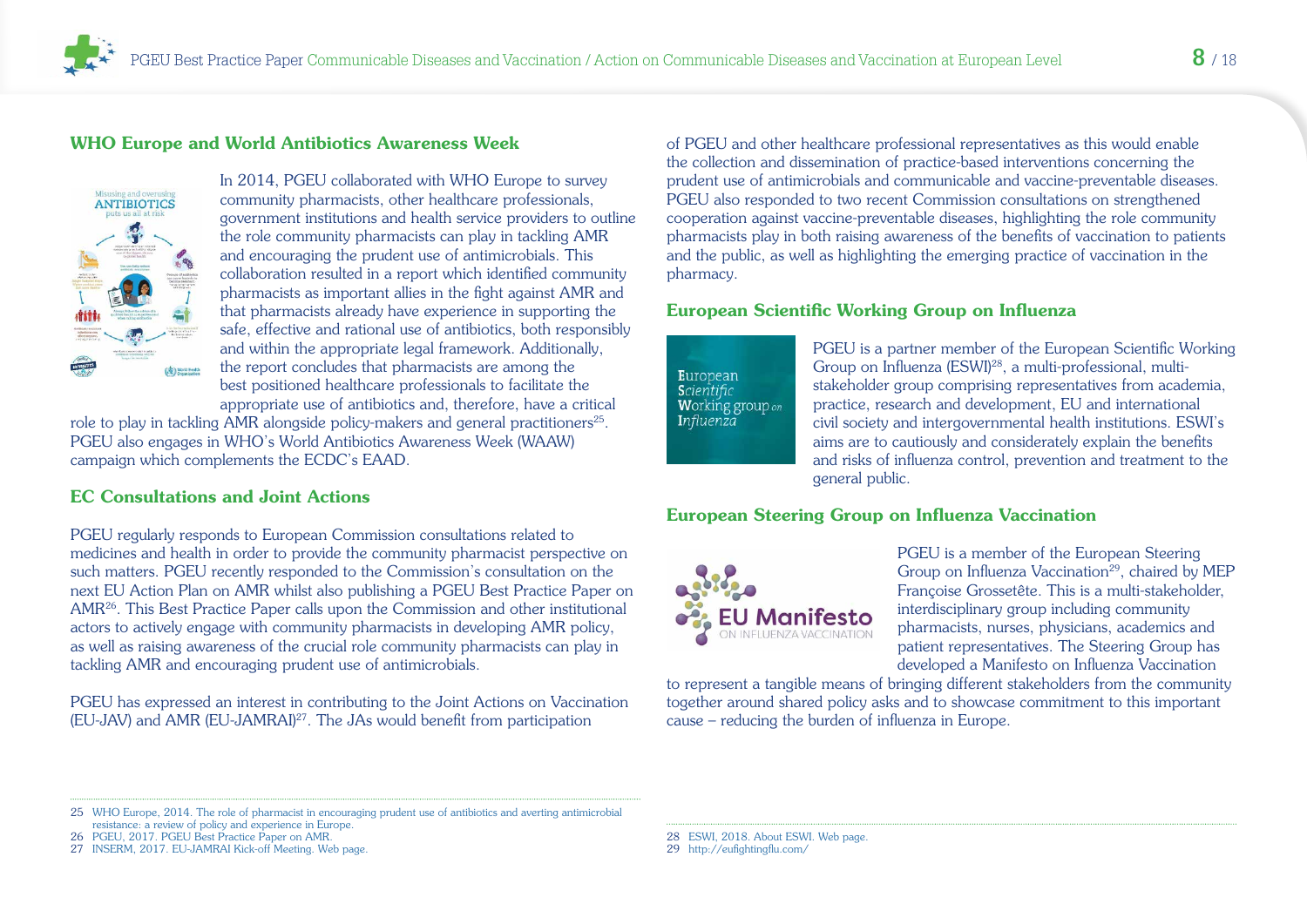## WHO Europe and World Antibiotics Awareness Week

In 2014, PGEU collaborated with WHO Europe to survey community pharmacists, other healthcare professionals, government institutions and health service providers to outline the role community pharmacists can play in tackling AMR and encouraging the prudent use of antimicrobials. This collaboration resulted in a report which identified community pharmacists as important allies in the fight against AMR and that pharmacists already have experience in supporting the safe, effective and rational use of antibiotics, both responsibly and within the appropriate legal framework. Additionally, the report concludes that pharmacists are among the best positioned healthcare professionals to facilitate the appropriate use of antibiotics and, therefore, have a critical role to play in tackling AMR alongside policy-makers and general practitioners[25]. PGEU also engages in WHO's World Antibiotics Awareness Week (WAAW) campaign which complements the ECDC's EAAD.

## EC Consultations and Joint Actions

PGEU regularly responds to European Commission consultations related to medicines and health in order to provide the community pharmacist perspective on such matters. PGEU recently responded to the Commission's consultation on the next EU Action Plan on AMR whilst also publishing a PGEU Best Practice Paper on AMR[26]. This Best Practice Paper calls upon the Commission and other institutional actors to actively engage with community pharmacists in developing AMR policy, as well as raising awareness of the crucial role community pharmacists can play in tackling AMR and encouraging prudent use of antimicrobials.

PGEU has expressed an interest in contributing to the Joint Actions on Vaccination (EU-JAV) and AMR (EU-JAMRAI)[27]. The JAs would benefit from participation of PGEU and other healthcare professional representatives as this would enable the collection and dissemination of practice-based interventions concerning the prudent use of antimicrobials and communicable and vaccine-preventable diseases. PGEU also responded to two recent Commission consultations on strengthened cooperation against vaccine-preventable diseases, highlighting the role community pharmacists play in both raising awareness of the benefits of vaccination to patients and the public, as well as highlighting the emerging practice of vaccination in the pharmacy.

## European Scientific Working Group on Influenza

PGEU is a partner member of the European Scientific Working Group on Influenza (ESWI)[28], a multi-professional, multi-stakeholder group comprising representatives from academia, practice, research and development, EU and international civil society and intergovernmental health institutions. ESWI's aims are to cautiously and considerately explain the benefits and risks of influenza control, prevention and treatment to the general public.

## European Steering Group on Influenza Vaccination

PGEU is a member of the European Steering Group on Influenza Vaccination[29], chaired by MEP Françoise Grossetête. This is a multi-stakeholder, interdisciplinary group including community pharmacists, nurses, physicians, academics and patient representatives. The Steering Group has developed a Manifesto on Influenza Vaccination to represent a tangible means of bringing different stakeholders from the community together around shared policy asks and to showcase commitment to this important cause – reducing the burden of influenza in Europe.

---

25 WHO Europe, 2014. The role of pharmacist in encouraging prudent use of antibiotics and averting antimicrobial resistance: a review of policy and experience in Europe.
26 PGEU, 2017. PGEU Best Practice Paper on AMR.
27 INSERM, 2017. EU-JAMRAI Kick-off Meeting. Web page.
28 ESWI, 2018. About ESWI. Web page.
29 http://eufightingflu.com/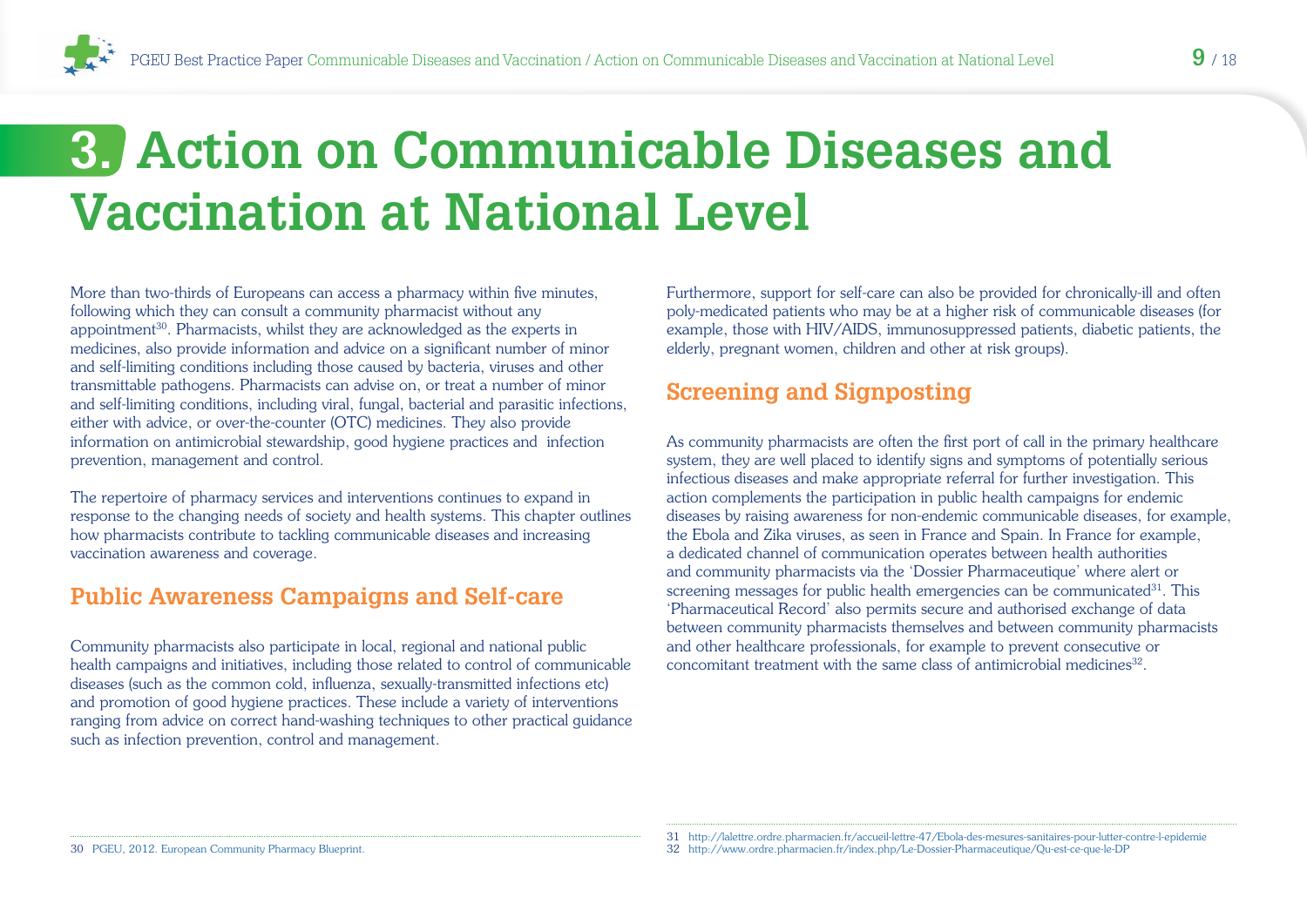# 3. Action on Communicable Diseases and Vaccination at National Level

More than two-thirds of Europeans can access a pharmacy within five minutes, following which they can consult a community pharmacist without any appointment[30]. Pharmacists, whilst they are acknowledged as the experts in medicines, also provide information and advice on a significant number of minor and self-limiting conditions including those caused by bacteria, viruses and other transmittable pathogens. Pharmacists can advise on, or treat a number of minor and self-limiting conditions, including viral, fungal, bacterial and parasitic infections, either with advice, or over-the-counter (OTC) medicines. They also provide information on antimicrobial stewardship, good hygiene practices and infection prevention, management and control.

The repertoire of pharmacy services and interventions continues to expand in response to the changing needs of society and health systems. This chapter outlines how pharmacists contribute to tackling communicable diseases and increasing vaccination awareness and coverage.

## Public Awareness Campaigns and Self-care

Community pharmacists also participate in local, regional and national public health campaigns and initiatives, including those related to control of communicable diseases (such as the common cold, influenza, sexually-transmitted infections etc) and promotion of good hygiene practices. These include a variety of interventions ranging from advice on correct hand-washing techniques to other practical guidance such as infection prevention, control and management.

Furthermore, support for self-care can also be provided for chronically-ill and often poly-medicated patients who may be at a higher risk of communicable diseases (for example, those with HIV/AIDS, immunosuppressed patients, diabetic patients, the elderly, pregnant women, children and other at risk groups).

## Screening and Signposting

As community pharmacists are often the first port of call in the primary healthcare system, they are well placed to identify signs and symptoms of potentially serious infectious diseases and make appropriate referral for further investigation. This action complements the participation in public health campaigns for endemic diseases by raising awareness for non-endemic communicable diseases, for example, the Ebola and Zika viruses, as seen in France and Spain. In France for example, a dedicated channel of communication operates between health authorities and community pharmacists via the 'Dossier Pharmaceutique' where alert or screening messages for public health emergencies can be communicated[31]. This 'Pharmaceutical Record' also permits secure and authorised exchange of data between community pharmacists themselves and between community pharmacists and other healthcare professionals, for example to prevent consecutive or concomitant treatment with the same class of antimicrobial medicines[32].

---

30 PGEU, 2012. European Community Pharmacy Blueprint.

31 http://lalettre.ordre.pharmacien.fr/accueil-lettre-47/Ebola-des-mesures-sanitaires-pour-lutter-contre-l-epidemie

32 http://www.ordre.pharmacien.fr/index.php/Le-Dossier-Pharmaceutique/Qu-est-ce-que-le-DP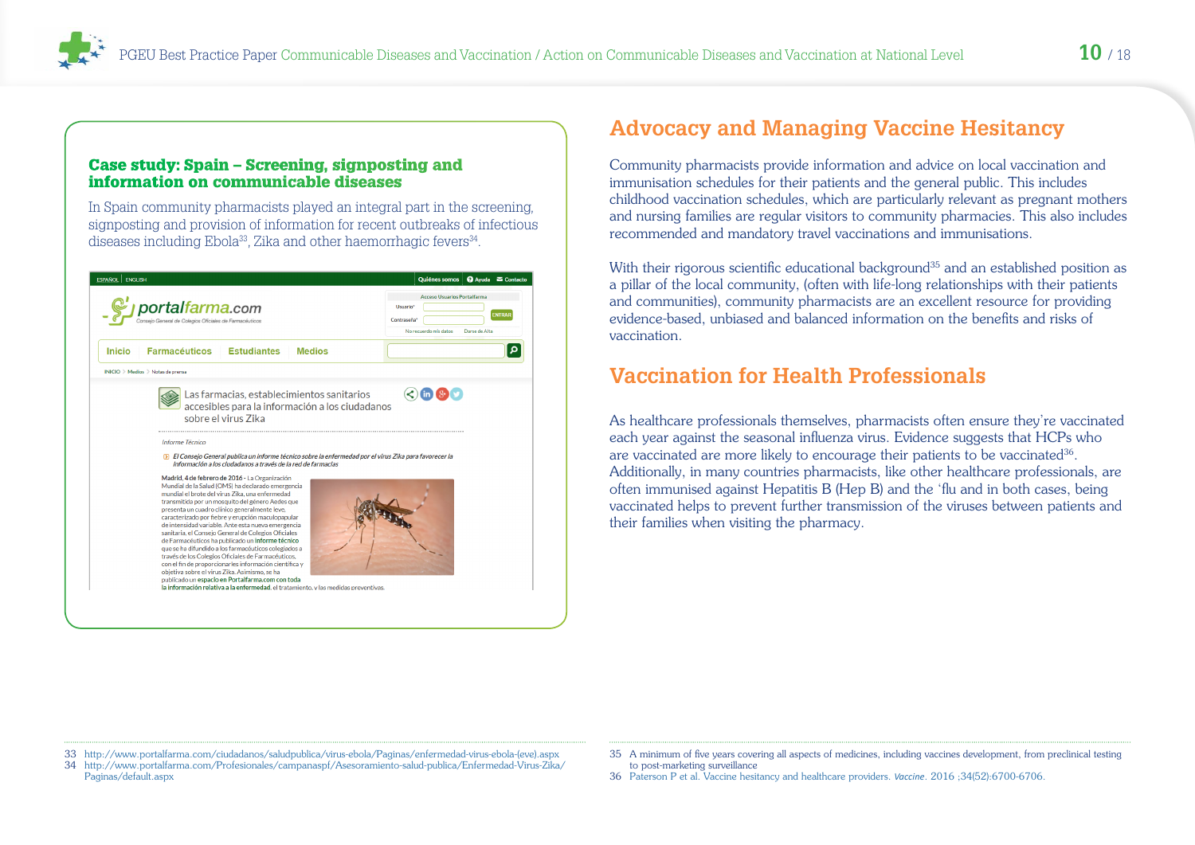### Case study: Spain – Screening, signposting and information on communicable diseases

In Spain community pharmacists played an integral part in the screening, signposting and provision of information for recent outbreaks of infectious diseases including Ebola[33], Zika and other haemorrhagic fevers[34].

## Advocacy and Managing Vaccine Hesitancy

Community pharmacists provide information and advice on local vaccination and immunisation schedules for their patients and the general public. This includes childhood vaccination schedules, which are particularly relevant as pregnant mothers and nursing families are regular visitors to community pharmacies. This also includes recommended and mandatory travel vaccinations and immunisations.

With their rigorous scientific educational background[35] and an established position as a pillar of the local community, (often with life-long relationships with their patients and communities), community pharmacists are an excellent resource for providing evidence-based, unbiased and balanced information on the benefits and risks of vaccination.

## Vaccination for Health Professionals

As healthcare professionals themselves, pharmacists often ensure they're vaccinated each year against the seasonal influenza virus. Evidence suggests that HCPs who are vaccinated are more likely to encourage their patients to be vaccinated[36]. Additionally, in many countries pharmacists, like other healthcare professionals, are often immunised against Hepatitis B (Hep B) and the 'flu and in both cases, being vaccinated helps to prevent further transmission of the viruses between patients and their families when visiting the pharmacy.

---

33 http://www.portalfarma.com/ciudadanos/saludpublica/virus-ebola/Paginas/enfermedad-virus-ebola-(eve).aspx
34 http://www.portalfarma.com/Profesionales/campanaspf/Asesoramiento-salud-publica/Enfermedad-Virus-Zika/Paginas/default.aspx

35 A minimum of five years covering all aspects of medicines, including vaccines development, from preclinical testing to post-marketing surveillance
36 Paterson P et al. Vaccine hesitancy and healthcare providers. *Vaccine*. 2016 ;34(52):6700-6706.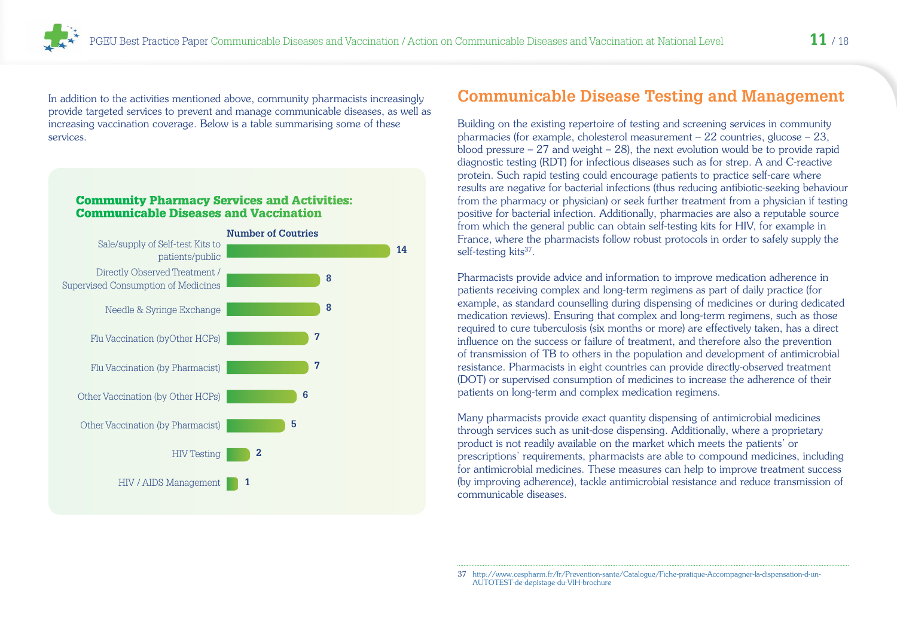In addition to the activities mentioned above, community pharmacists increasingly provide targeted services to prevent and manage communicable diseases, as well as increasing vaccination coverage. Below is a table summarising some of these services.

### Community Pharmacy Services and Activities: Communicable Diseases and Vaccination

| Service | Number of Coutries |
|---|---|
| Sale/supply of Self-test Kits to patients/public | 14 |
| Directly Observed Treatment / Supervised Consumption of Medicines | 8 |
| Needle & Syringe Exchange | 8 |
| Flu Vaccination (byOther HCPs) | 7 |
| Flu Vaccination (by Pharmacist) | 7 |
| Other Vaccination (by Other HCPs) | 6 |
| Other Vaccination (by Pharmacist) | 5 |
| HIV Testing | 2 |
| HIV / AIDS Management | 1 |

## Communicable Disease Testing and Management

Building on the existing repertoire of testing and screening services in community pharmacies (for example, cholesterol measurement – 22 countries, glucose – 23, blood pressure – 27 and weight – 28), the next evolution would be to provide rapid diagnostic testing (RDT) for infectious diseases such as for strep. A and C-reactive protein. Such rapid testing could encourage patients to practice self-care where results are negative for bacterial infections (thus reducing antibiotic-seeking behaviour from the pharmacy or physician) or seek further treatment from a physician if testing positive for bacterial infection. Additionally, pharmacies are also a reputable source from which the general public can obtain self-testing kits for HIV, for example in France, where the pharmacists follow robust protocols in order to safely supply the self-testing kits[37].

Pharmacists provide advice and information to improve medication adherence in patients receiving complex and long-term regimens as part of daily practice (for example, as standard counselling during dispensing of medicines or during dedicated medication reviews). Ensuring that complex and long-term regimens, such as those required to cure tuberculosis (six months or more) are effectively taken, has a direct influence on the success or failure of treatment, and therefore also the prevention of transmission of TB to others in the population and development of antimicrobial resistance. Pharmacists in eight countries can provide directly-observed treatment (DOT) or supervised consumption of medicines to increase the adherence of their patients on long-term and complex medication regimens.

Many pharmacists provide exact quantity dispensing of antimicrobial medicines through services such as unit-dose dispensing. Additionally, where a proprietary product is not readily available on the market which meets the patients' or prescriptions' requirements, pharmacists are able to compound medicines, including for antimicrobial medicines. These measures can help to improve treatment success (by improving adherence), tackle antimicrobial resistance and reduce transmission of communicable diseases.

---

37 http://www.cespharm.fr/fr/Prevention-sante/Catalogue/Fiche-pratique-Accompagner-la-dispensation-d-un-AUTOTEST-de-depistage-du-VIH-brochure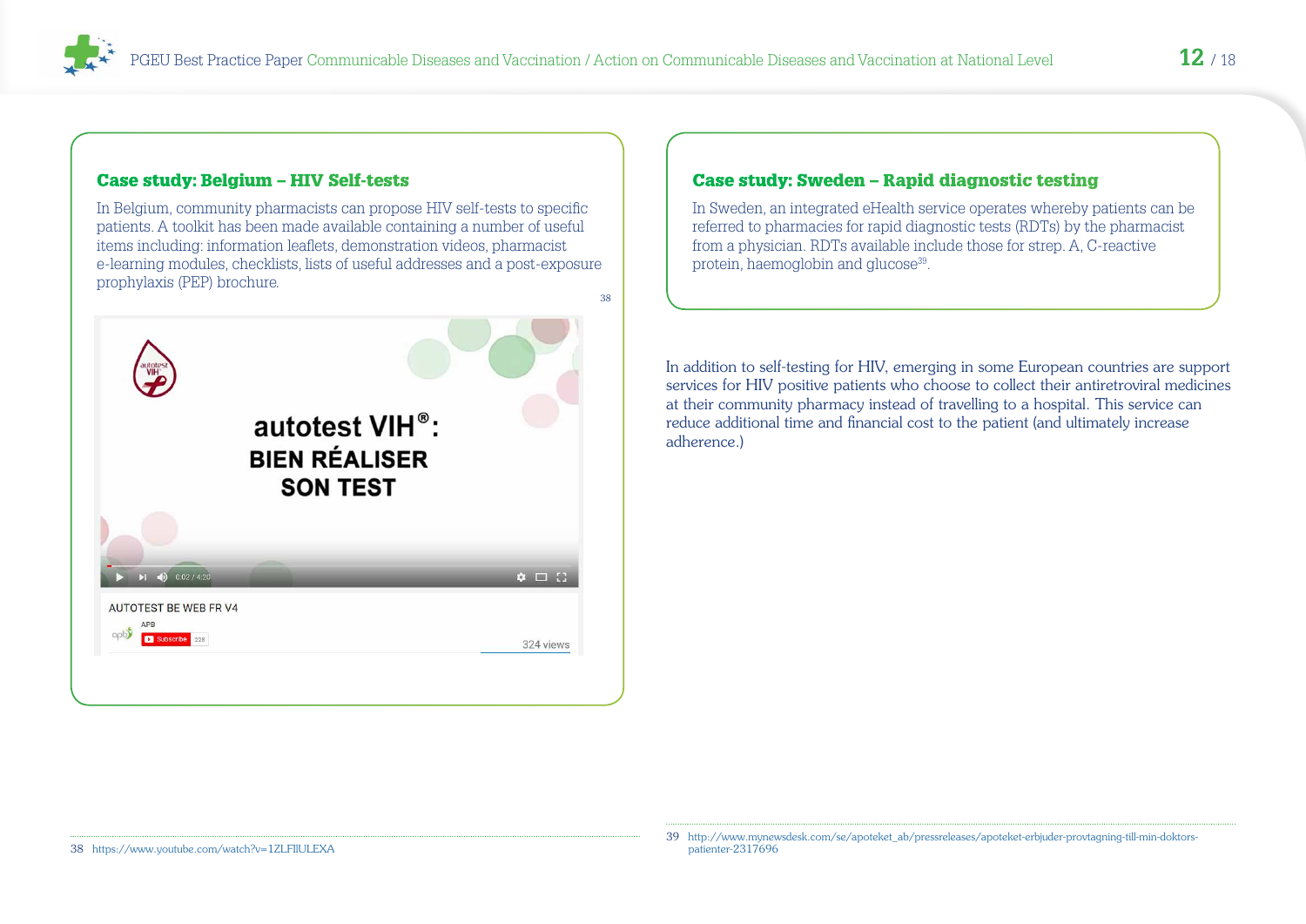## Case study: Belgium – HIV Self-tests

In Belgium, community pharmacists can propose HIV self-tests to specific patients. A toolkit has been made available containing a number of useful items including: information leaflets, demonstration videos, pharmacist e-learning modules, checklists, lists of useful addresses and a post-exposure prophylaxis (PEP) brochure.[38]

## Case study: Sweden – Rapid diagnostic testing

In Sweden, an integrated eHealth service operates whereby patients can be referred to pharmacies for rapid diagnostic tests (RDTs) by the pharmacist from a physician. RDTs available include those for strep. A, C-reactive protein, haemoglobin and glucose[39].

In addition to self-testing for HIV, emerging in some European countries are support services for HIV positive patients who choose to collect their antiretroviral medicines at their community pharmacy instead of travelling to a hospital. This service can reduce additional time and financial cost to the patient (and ultimately increase adherence.)

---

38 https://www.youtube.com/watch?v=1ZLFlIULEXA

39 http://www.mynewsdesk.com/se/apoteket_ab/pressreleases/apoteket-erbjuder-provtagning-till-min-doktors-patienter-2317696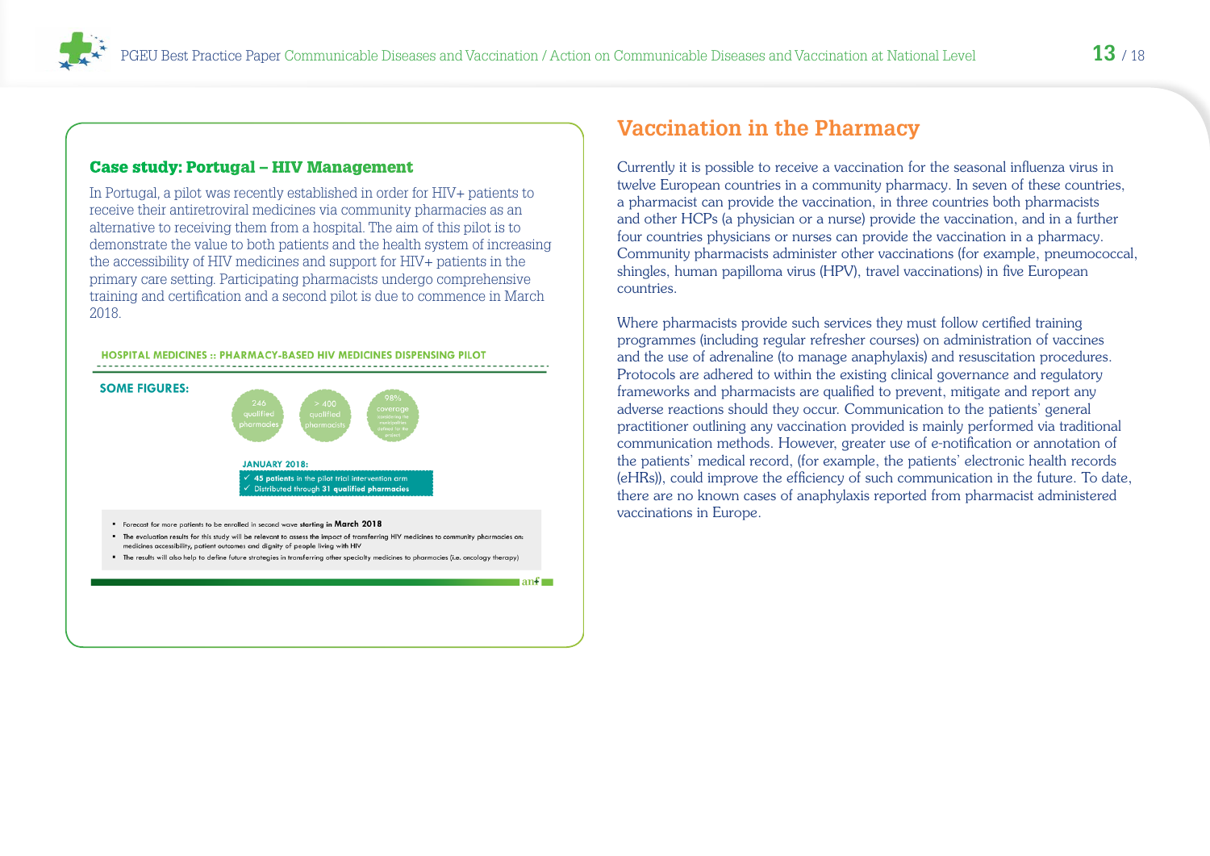## Case study: Portugal – HIV Management

In Portugal, a pilot was recently established in order for HIV+ patients to receive their antiretroviral medicines via community pharmacies as an alternative to receiving them from a hospital. The aim of this pilot is to demonstrate the value to both patients and the health system of increasing the accessibility of HIV medicines and support for HIV+ patients in the primary care setting. Participating pharmacists undergo comprehensive training and certification and a second pilot is due to commence in March 2018.

**HOSPITAL MEDICINES :: PHARMACY-BASED HIV MEDICINES DISPENSING PILOT**

**SOME FIGURES:**

- 246 qualified pharmacies
- > 400 qualified pharmacists
- 98% coverage considering the municipalities defined for the project

**JANUARY 2018:**

- ✓ **45 patients** in the pilot trial intervention arm
- ✓ Distributed through **31 qualified pharmacies**

- Forecast for more patients to be enrolled in second wave **starting in March 2018**
- **The evaluation results for this study will be relevant to assess the impact of transferring HIV medicines to community pharmacies on: medicines accessibility, patient outcomes and dignity of people living with HIV**
- The results will also help to define future strategies in transferring other specialty medicines to pharmacies (i.e. oncology therapy)

## Vaccination in the Pharmacy

Currently it is possible to receive a vaccination for the seasonal influenza virus in twelve European countries in a community pharmacy. In seven of these countries, a pharmacist can provide the vaccination, in three countries both pharmacists and other HCPs (a physician or a nurse) provide the vaccination, and in a further four countries physicians or nurses can provide the vaccination in a pharmacy. Community pharmacists administer other vaccinations (for example, pneumococcal, shingles, human papilloma virus (HPV), travel vaccinations) in five European countries.

Where pharmacists provide such services they must follow certified training programmes (including regular refresher courses) on administration of vaccines and the use of adrenaline (to manage anaphylaxis) and resuscitation procedures. Protocols are adhered to within the existing clinical governance and regulatory frameworks and pharmacists are qualified to prevent, mitigate and report any adverse reactions should they occur. Communication to the patients' general practitioner outlining any vaccination provided is mainly performed via traditional communication methods. However, greater use of e-notification or annotation of the patients' medical record, (for example, the patients' electronic health records (eHRs)), could improve the efficiency of such communication in the future. To date, there are no known cases of anaphylaxis reported from pharmacist administered vaccinations in Europe.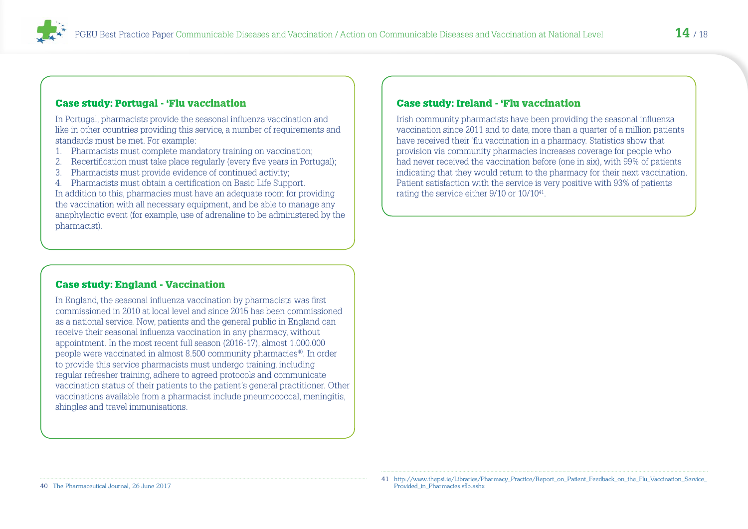### Case study: Portugal - 'Flu vaccination

In Portugal, pharmacists provide the seasonal influenza vaccination and like in other countries providing this service, a number of requirements and standards must be met. For example:

1. Pharmacists must complete mandatory training on vaccination;
2. Recertification must take place regularly (every five years in Portugal);
3. Pharmacists must provide evidence of continued activity;
4. Pharmacists must obtain a certification on Basic Life Support.

In addition to this, pharmacies must have an adequate room for providing the vaccination with all necessary equipment, and be able to manage any anaphylactic event (for example, use of adrenaline to be administered by the pharmacist).

### Case study: England - Vaccination

In England, the seasonal influenza vaccination by pharmacists was first commissioned in 2010 at local level and since 2015 has been commissioned as a national service. Now, patients and the general public in England can receive their seasonal influenza vaccination in any pharmacy, without appointment. In the most recent full season (2016-17), almost 1.000.000 people were vaccinated in almost 8.500 community pharmacies[40]. In order to provide this service pharmacists must undergo training, including regular refresher training, adhere to agreed protocols and communicate vaccination status of their patients to the patient's general practitioner. Other vaccinations available from a pharmacist include pneumococcal, meningitis, shingles and travel immunisations.

### Case study: Ireland - 'Flu vaccination

Irish community pharmacists have been providing the seasonal influenza vaccination since 2011 and to date, more than a quarter of a million patients have received their 'flu vaccination in a pharmacy. Statistics show that provision via community pharmacies increases coverage for people who had never received the vaccination before (one in six), with 99% of patients indicating that they would return to the pharmacy for their next vaccination. Patient satisfaction with the service is very positive with 93% of patients rating the service either 9/10 or 10/10[41].

---

40 The Pharmaceutical Journal, 26 June 2017

41 http://www.thepsi.ie/Libraries/Pharmacy_Practice/Report_on_Patient_Feedback_on_the_Flu_Vaccination_Service_Provided_in_Pharmacies.sflb.ashx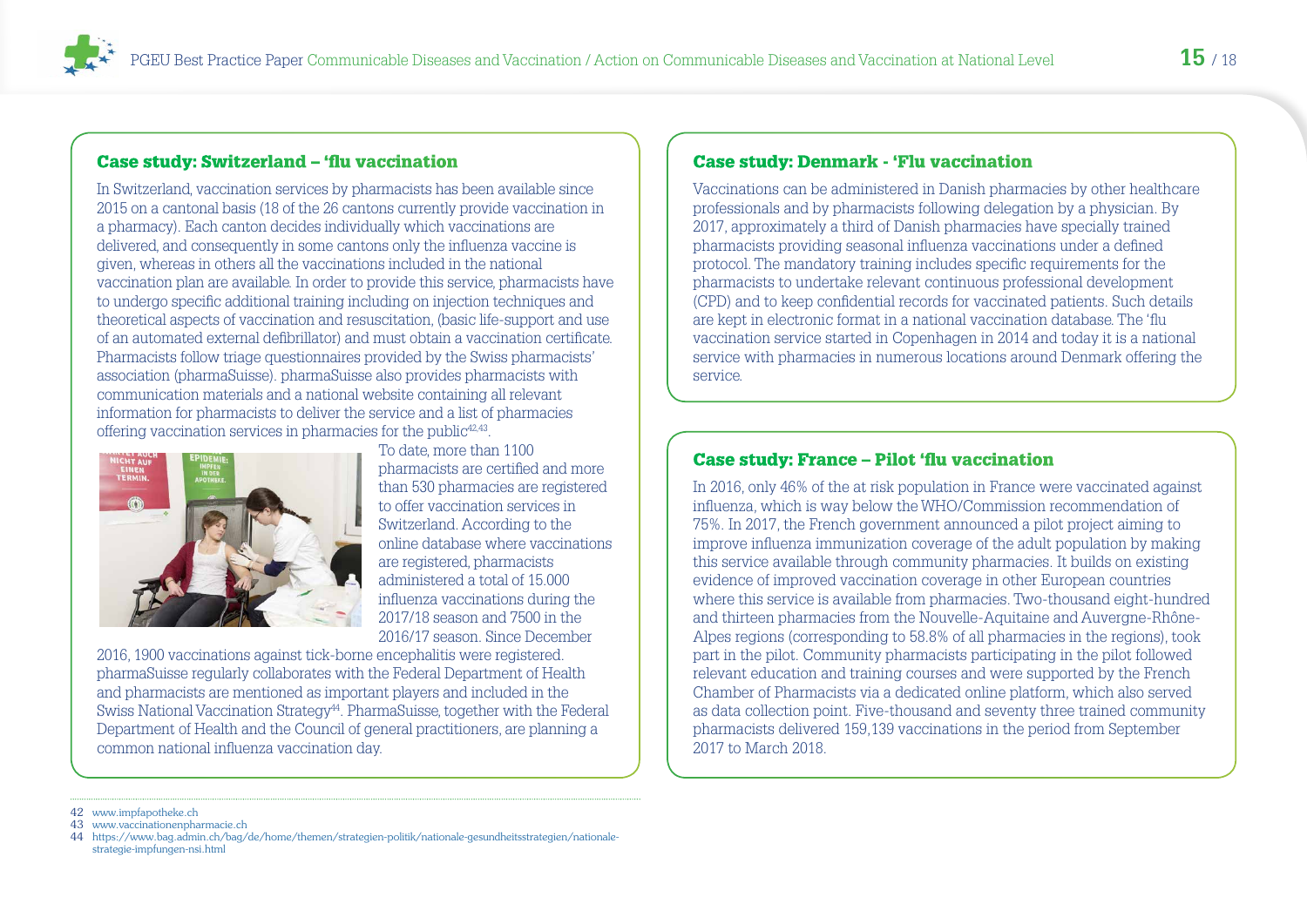## Case study: Switzerland – 'flu vaccination

In Switzerland, vaccination services by pharmacists has been available since 2015 on a cantonal basis (18 of the 26 cantons currently provide vaccination in a pharmacy). Each canton decides individually which vaccinations are delivered, and consequently in some cantons only the influenza vaccine is given, whereas in others all the vaccinations included in the national vaccination plan are available. In order to provide this service, pharmacists have to undergo specific additional training including on injection techniques and theoretical aspects of vaccination and resuscitation, (basic life-support and use of an automated external defibrillator) and must obtain a vaccination certificate. Pharmacists follow triage questionnaires provided by the Swiss pharmacists' association (pharmaSuisse). pharmaSuisse also provides pharmacists with communication materials and a national website containing all relevant information for pharmacists to deliver the service and a list of pharmacies offering vaccination services in pharmacies for the public[42,43].

To date, more than 1100 pharmacists are certified and more than 530 pharmacies are registered to offer vaccination services in Switzerland. According to the online database where vaccinations are registered, pharmacists administered a total of 15.000 influenza vaccinations during the 2017/18 season and 7500 in the 2016/17 season. Since December 2016, 1900 vaccinations against tick-borne encephalitis were registered. pharmaSuisse regularly collaborates with the Federal Department of Health and pharmacists are mentioned as important players and included in the Swiss National Vaccination Strategy[44]. PharmaSuisse, together with the Federal Department of Health and the Council of general practitioners, are planning a common national influenza vaccination day.

## Case study: Denmark - 'Flu vaccination

Vaccinations can be administered in Danish pharmacies by other healthcare professionals and by pharmacists following delegation by a physician. By 2017, approximately a third of Danish pharmacies have specially trained pharmacists providing seasonal influenza vaccinations under a defined protocol. The mandatory training includes specific requirements for the pharmacists to undertake relevant continuous professional development (CPD) and to keep confidential records for vaccinated patients. Such details are kept in electronic format in a national vaccination database. The 'flu vaccination service started in Copenhagen in 2014 and today it is a national service with pharmacies in numerous locations around Denmark offering the service.

## Case study: France – Pilot 'flu vaccination

In 2016, only 46% of the at risk population in France were vaccinated against influenza, which is way below the WHO/Commission recommendation of 75%. In 2017, the French government announced a pilot project aiming to improve influenza immunization coverage of the adult population by making this service available through community pharmacies. It builds on existing evidence of improved vaccination coverage in other European countries where this service is available from pharmacies. Two-thousand eight-hundred and thirteen pharmacies from the Nouvelle-Aquitaine and Auvergne-Rhône-Alpes regions (corresponding to 58.8% of all pharmacies in the regions), took part in the pilot. Community pharmacists participating in the pilot followed relevant education and training courses and were supported by the French Chamber of Pharmacists via a dedicated online platform, which also served as data collection point. Five-thousand and seventy three trained community pharmacists delivered 159,139 vaccinations in the period from September 2017 to March 2018.

---

42 www.impfapotheke.ch
43 www.vaccinationenpharmacie.ch
44 https://www.bag.admin.ch/bag/de/home/themen/strategien-politik/nationale-gesundheitsstrategien/nationale-strategie-impfungen-nsi.html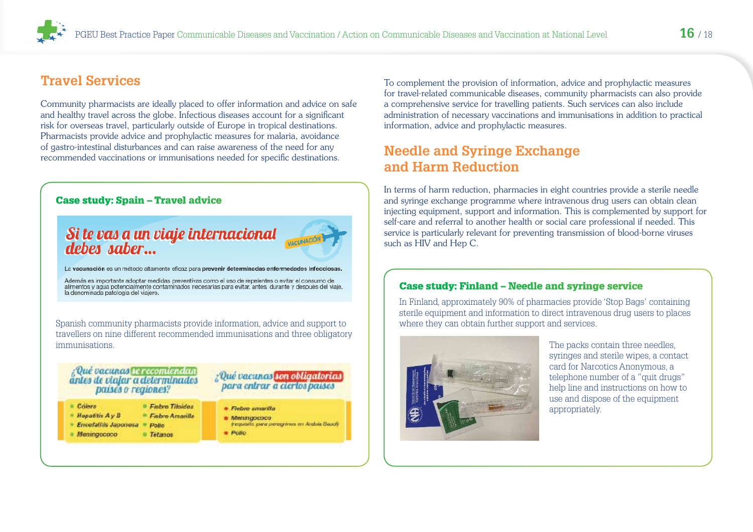## Travel Services

Community pharmacists are ideally placed to offer information and advice on safe and healthy travel across the globe. Infectious diseases account for a significant risk for overseas travel, particularly outside of Europe in tropical destinations. Pharmacists provide advice and prophylactic measures for malaria, avoidance of gastro-intestinal disturbances and can raise awareness of the need for any recommended vaccinations or immunisations needed for specific destinations.

### Case study: Spain – Travel advice

**Si te vas a un viaje internacional debes saber...**

VACUNACIÓN

La **vacunación** es un método altamente eficaz para **prevenir determinadas enfermedades infecciosas.**

Además es importante adoptar medidas preventivas como el uso de repelentes o evitar el consumo de alimentos y agua potencialmente contaminados necesarias para evitar, antes, durante y después del viaje, la denominada **patología del viajero.**

Spanish community pharmacists provide information, advice and support to travellers on nine different recommended immunisations and three obligatory immunisations.

**¿Qué vacunas se recomiendan antes de viajar a determinados países o regiones?**

- Cólera
- Hepatitis A y B
- Encefalitis Japonesa
- Meningococo
- Fiebre Tifoidea
- Fiebre Amarilla
- Polio
- Tétanos

**¿Qué vacunas son obligatorias para entrar a ciertos países?**

- Fiebre amarilla
- Meningococo (requisito para peregrinos en Arabia Saudí)
- Polio

To complement the provision of information, advice and prophylactic measures for travel-related communicable diseases, community pharmacists can also provide a comprehensive service for travelling patients. Such services can also include administration of necessary vaccinations and immunisations in addition to practical information, advice and prophylactic measures.

## Needle and Syringe Exchange and Harm Reduction

In terms of harm reduction, pharmacies in eight countries provide a sterile needle and syringe exchange programme where intravenous drug users can obtain clean injecting equipment, support and information. This is complemented by support for self-care and referral to another health or social care professional if needed. This service is particularly relevant for preventing transmission of blood-borne viruses such as HIV and Hep C.

### Case study: Finland – Needle and syringe service

In Finland, approximately 90% of pharmacies provide 'Stop Bags' containing sterile equipment and information to direct intravenous drug users to places where they can obtain further support and services.

The packs contain three needles, syringes and sterile wipes, a contact card for Narcotics Anonymous, a telephone number of a "quit drugs" help line and instructions on how to use and dispose of the equipment appropriately.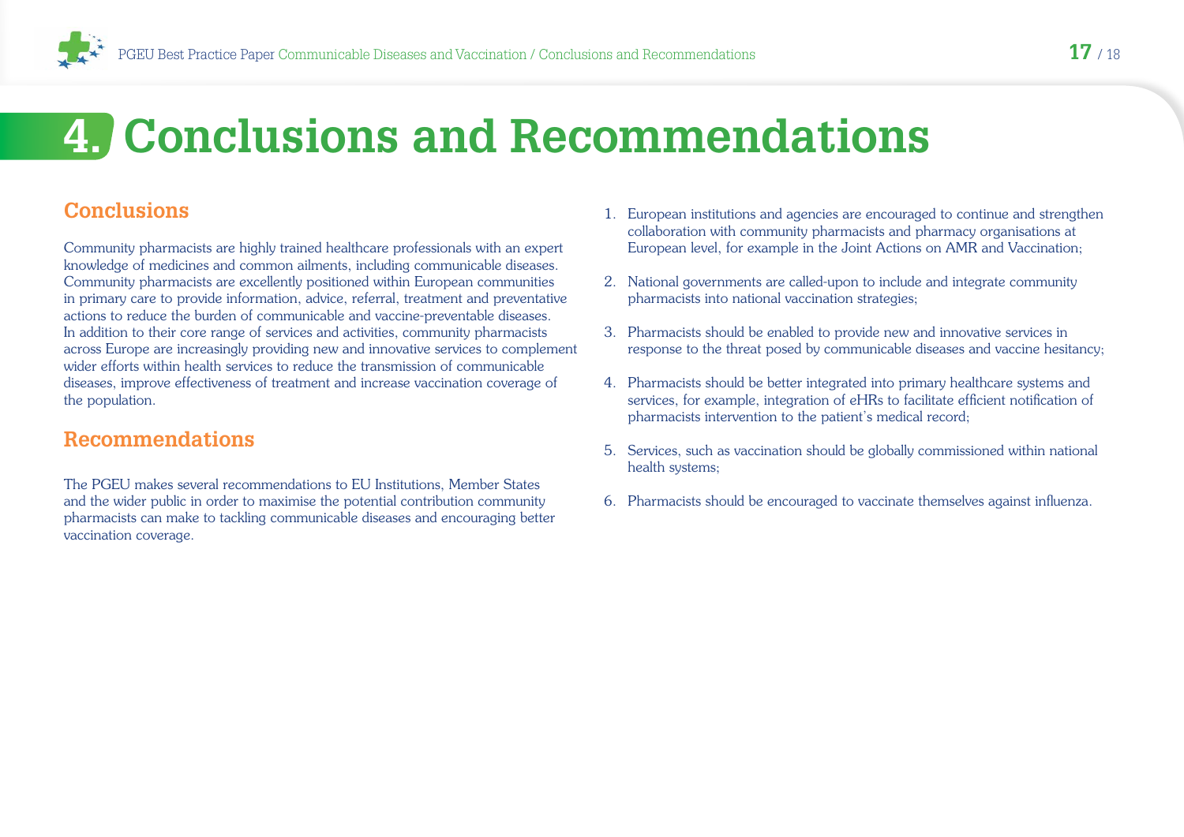# 4. Conclusions and Recommendations

## Conclusions

Community pharmacists are highly trained healthcare professionals with an expert knowledge of medicines and common ailments, including communicable diseases. Community pharmacists are excellently positioned within European communities in primary care to provide information, advice, referral, treatment and preventative actions to reduce the burden of communicable and vaccine-preventable diseases. In addition to their core range of services and activities, community pharmacists across Europe are increasingly providing new and innovative services to complement wider efforts within health services to reduce the transmission of communicable diseases, improve effectiveness of treatment and increase vaccination coverage of the population.

## Recommendations

The PGEU makes several recommendations to EU Institutions, Member States and the wider public in order to maximise the potential contribution community pharmacists can make to tackling communicable diseases and encouraging better vaccination coverage.

1. European institutions and agencies are encouraged to continue and strengthen collaboration with community pharmacists and pharmacy organisations at European level, for example in the Joint Actions on AMR and Vaccination;
2. National governments are called-upon to include and integrate community pharmacists into national vaccination strategies;
3. Pharmacists should be enabled to provide new and innovative services in response to the threat posed by communicable diseases and vaccine hesitancy;
4. Pharmacists should be better integrated into primary healthcare systems and services, for example, integration of eHRs to facilitate efficient notification of pharmacists intervention to the patient's medical record;
5. Services, such as vaccination should be globally commissioned within national health systems;
6. Pharmacists should be encouraged to vaccinate themselves against influenza.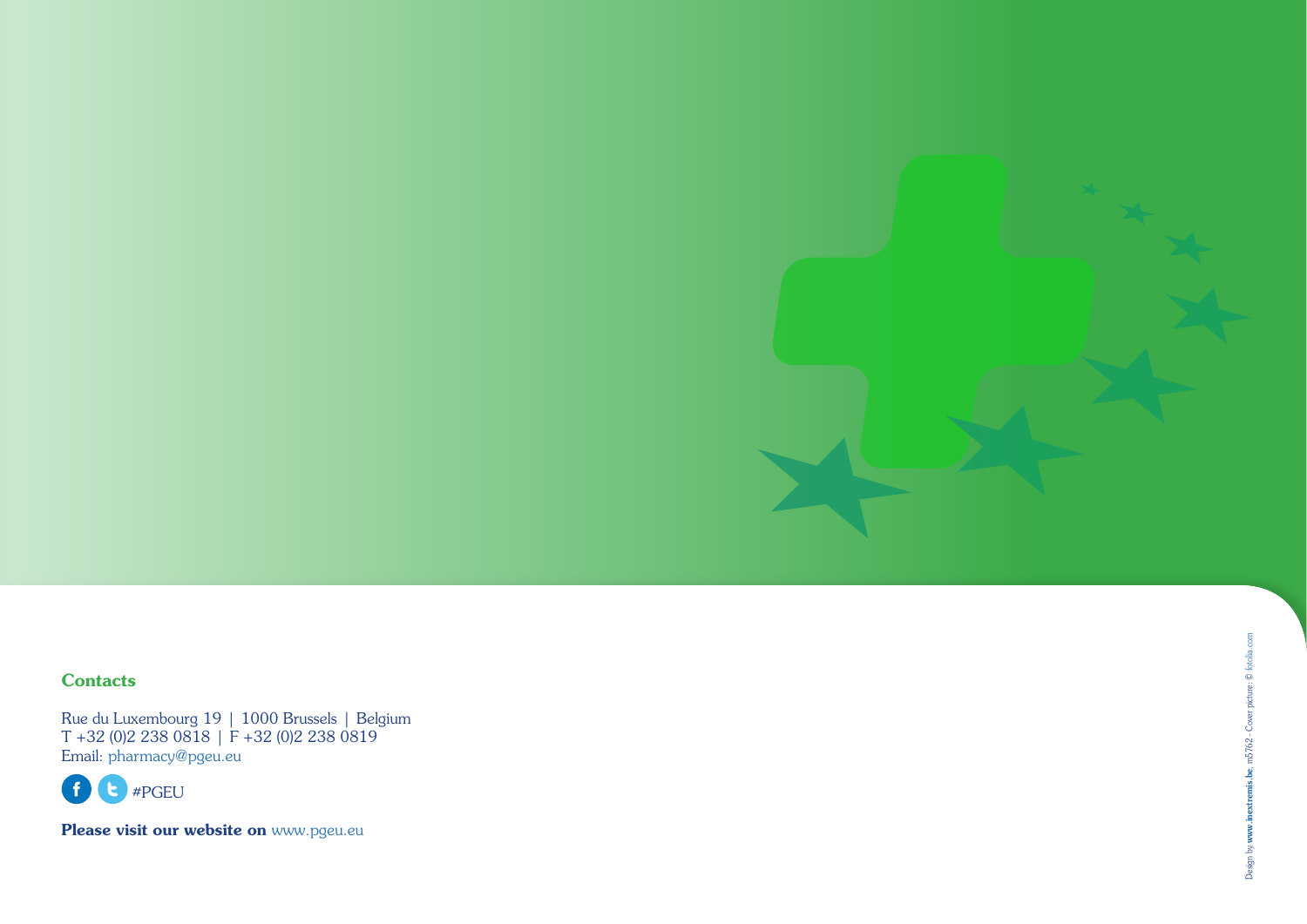## Contacts

Rue du Luxembourg 19 | 1000 Brussels | Belgium
T +32 (0)2 238 0818 | F +32 (0)2 238 0819
Email: pharmacy@pgeu.eu

#PGEU

**Please visit our website on** www.pgeu.eu

Design by **www.inextremis.be**, m5762 - Cover picture: © fotolia.com